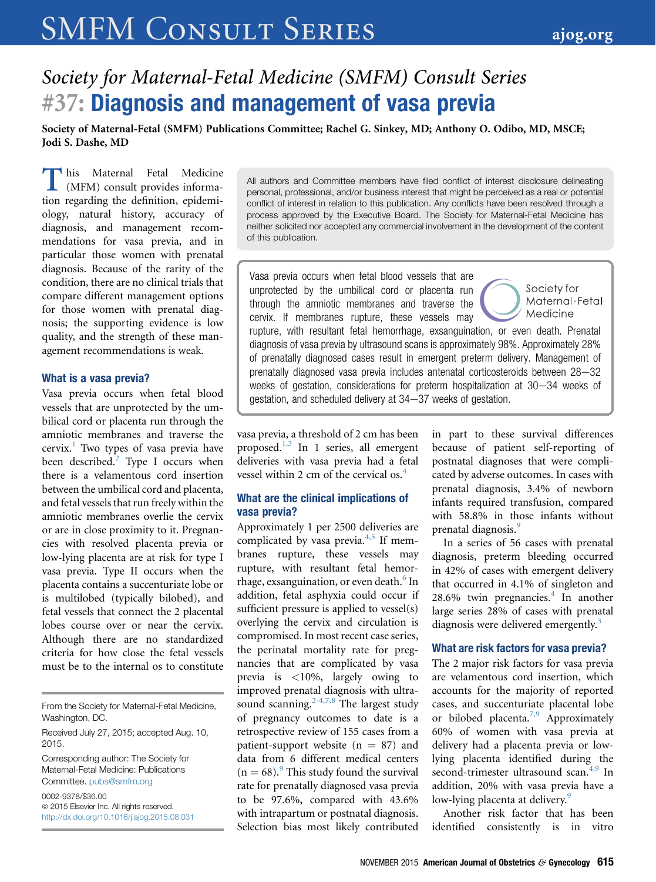# Society for Maternal-Fetal Medicine (SMFM) Consult Series #37: Diagnosis and management of vasa previa

**Society of Maternal-Fetal (SMFM) Publications Committee; Rachel G. Sinkey, MD; Anthony O. Odibo, MD, MSCE; Jodi S. Dashe, MD**

All authors and Committee members have filed conflict of interest disclosure delineating personal, professional, and/or business interest that might be perceived as a real or potential conflict of interest in relation to this publication. Any conflicts have been resolved through a process approved by the Executive Board. The Society for Maternal-Fetal Medicine has neither solicited nor accepted any commercial involvement in the development of the content of this publication.

Vasa previa occurs when fetal blood vessels that are unprotected by the umbilical cord or placenta run through the amniotic membranes and traverse the cervix. If membranes rupture, these vessels may rupture, with resultant fetal hemorrhage, exsanguination, or even death. Prenatal diagnosis of vasa previa by ultrasound scans is approximately 98%. Approximately 28% of prenatally diagnosed cases result in emergent preterm delivery. Management of prenatally diagnosed vasa previa includes antenatal corticosteroids between 28–32 weeks of gestation, considerations for preterm hospitalization at 30–34 weeks of gestation, and scheduled delivery at 34–37 weeks of gestation.

This Maternal Fetal Medicine (MFM) consult provides information regarding the definition, epidemiology, natural history, accuracy of diagnosis, and management recommendations for vasa previa, and in particular those women with prenatal diagnosis. Because of the rarity of the condition, there are no clinical trials that compare different management options for those women with prenatal diagnosis; the supporting evidence is low quality, and the strength of these management recommendations is weak.

## What is a vasa previa?

Vasa previa occurs when fetal blood vessels that are unprotected by the umbilical cord or placenta run through the amniotic membranes and traverse the cervix.[1] Two types of vasa previa have been described.[2] Type I occurs when there is a velamentous cord insertion between the umbilical cord and placenta, and fetal vessels that run freely within the amniotic membranes overlie the cervix or are in close proximity to it. Pregnancies with resolved placenta previa or low-lying placenta are at risk for type I vasa previa. Type II occurs when the placenta contains a succenturiate lobe or is multilobed (typically bilobed), and fetal vessels that connect the 2 placental lobes course over or near the cervix. Although there are no standardized criteria for how close the fetal vessels must be to the internal os to constitute vasa previa, a threshold of 2 cm has been proposed.[1,3] In 1 series, all emergent deliveries with vasa previa had a fetal vessel within 2 cm of the cervical os.[4]

## What are the clinical implications of vasa previa?

Approximately 1 per 2500 deliveries are complicated by vasa previa.[4,5] If membranes rupture, these vessels may rupture, with resultant fetal hemorrhage, exsanguination, or even death.[6] In addition, fetal asphyxia could occur if sufficient pressure is applied to vessel(s) overlying the cervix and circulation is compromised. In most recent case series, the perinatal mortality rate for pregnancies that are complicated by vasa previa is <10%, largely owing to improved prenatal diagnosis with ultrasound scanning.[2-4,7,8] The largest study of pregnancy outcomes to date is a retrospective review of 155 cases from a patient-support website (n = 87) and data from 6 different medical centers (n = 68).[9] This study found the survival rate for prenatally diagnosed vasa previa to be 97.6%, compared with 43.6% with intrapartum or postnatal diagnosis. Selection bias most likely contributed in part to these survival differences because of patient self-reporting of postnatal diagnoses that were complicated by adverse outcomes. In cases with prenatal diagnosis, 3.4% of newborn infants required transfusion, compared with 58.8% in those infants without prenatal diagnosis.[9]

In a series of 56 cases with prenatal diagnosis, preterm bleeding occurred in 42% of cases with emergent delivery that occurred in 4.1% of singleton and 28.6% twin pregnancies.[4] In another large series 28% of cases with prenatal diagnosis were delivered emergently.[3]

## What are risk factors for vasa previa?

The 2 major risk factors for vasa previa are velamentous cord insertion, which accounts for the majority of reported cases, and succenturiate placental lobe or bilobed placenta.[7,9] Approximately 60% of women with vasa previa at delivery had a placenta previa or low-lying placenta identified during the second-trimester ultrasound scan.[4,9] In addition, 20% with vasa previa have a low-lying placenta at delivery.[9]

Another risk factor that has been identified consistently is in vitro

From the Society for Maternal-Fetal Medicine, Washington, DC.

Received July 27, 2015; accepted Aug. 10, 2015.

Corresponding author: The Society for Maternal-Fetal Medicine: Publications Committee. pubs@smfm.org

0002-9378/$36.00
© 2015 Elsevier Inc. All rights reserved.
http://dx.doi.org/10.1016/j.ajog.2015.08.031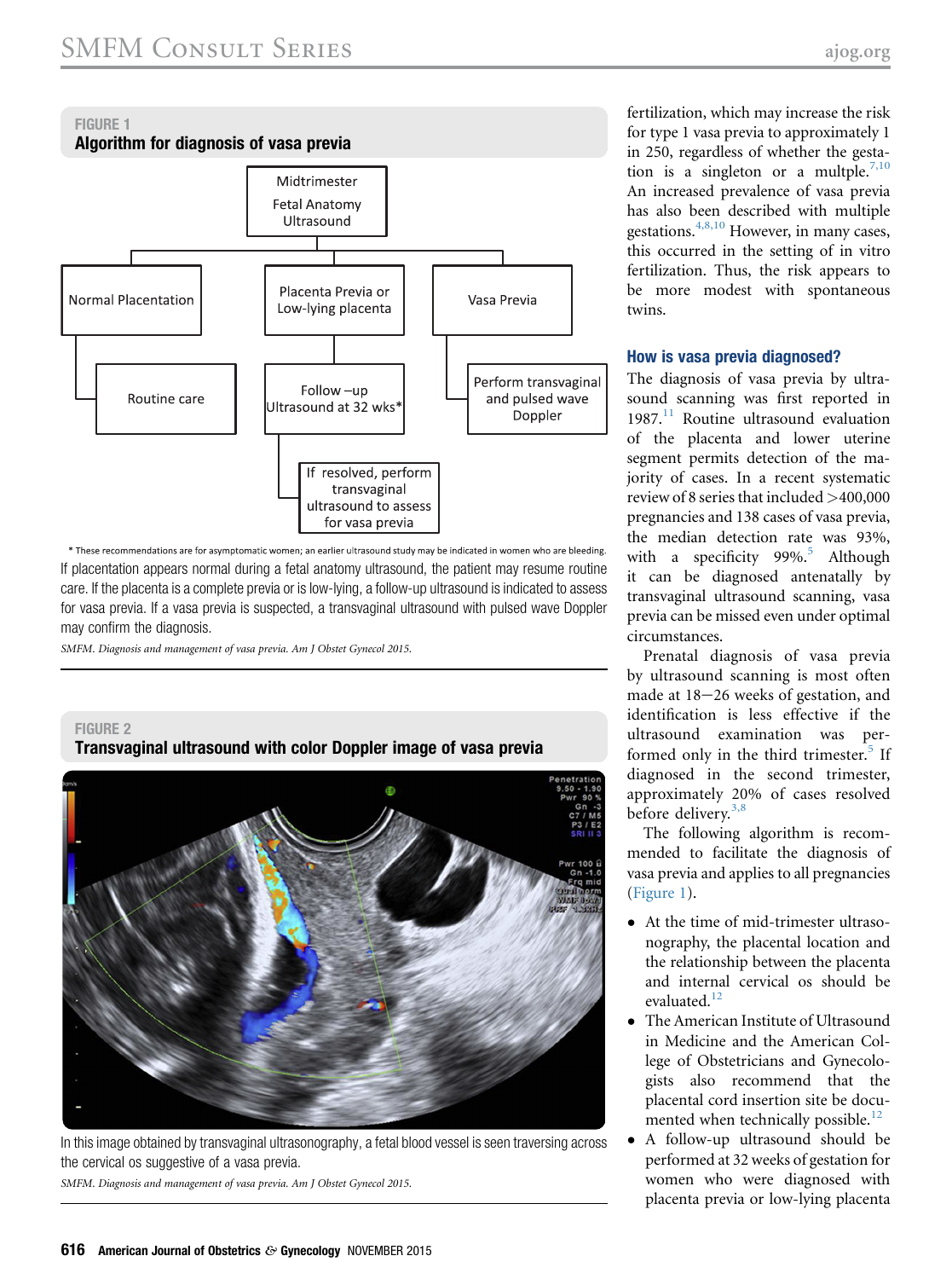**FIGURE 1**
**Algorithm for diagnosis of vasa previa**

Midtrimester Fetal Anatomy Ultrasound
- Normal Placentation → Routine care
- Placenta Previa or Low-lying placenta → Follow –up Ultrasound at 32 wks* → If resolved, perform transvaginal ultrasound to assess for vasa previa
- Vasa Previa → Perform transvaginal and pulsed wave Doppler

* These recommendations are for asymptomatic women; an earlier ultrasound study may be indicated in women who are bleeding.

If placentation appears normal during a fetal anatomy ultrasound, the patient may resume routine care. If the placenta is a complete previa or is low-lying, a follow-up ultrasound is indicated to assess for vasa previa. If a vasa previa is suspected, a transvaginal ultrasound with pulsed wave Doppler may confirm the diagnosis.

*SMFM. Diagnosis and management of vasa previa. Am J Obstet Gynecol 2015.*

**FIGURE 2**
**Transvaginal ultrasound with color Doppler image of vasa previa**

In this image obtained by transvaginal ultrasonography, a fetal blood vessel is seen traversing across the cervical os suggestive of a vasa previa.

*SMFM. Diagnosis and management of vasa previa. Am J Obstet Gynecol 2015.*

fertilization, which may increase the risk for type 1 vasa previa to approximately 1 in 250, regardless of whether the gestation is a singleton or a multple.[7,10] An increased prevalence of vasa previa has also been described with multiple gestations.[4,8,10] However, in many cases, this occurred in the setting of in vitro fertilization. Thus, the risk appears to be more modest with spontaneous twins.

### How is vasa previa diagnosed?

The diagnosis of vasa previa by ultrasound scanning was first reported in 1987.[11] Routine ultrasound evaluation of the placenta and lower uterine segment permits detection of the majority of cases. In a recent systematic review of 8 series that included >400,000 pregnancies and 138 cases of vasa previa, the median detection rate was 93%, with a specificity 99%.[5] Although it can be diagnosed antenatally by transvaginal ultrasound scanning, vasa previa can be missed even under optimal circumstances.

Prenatal diagnosis of vasa previa by ultrasound scanning is most often made at 18−26 weeks of gestation, and identification is less effective if the ultrasound examination was performed only in the third trimester.[5] If diagnosed in the second trimester, approximately 20% of cases resolved before delivery.[3,8]

The following algorithm is recommended to facilitate the diagnosis of vasa previa and applies to all pregnancies (Figure 1).

- At the time of mid-trimester ultrasonography, the placental location and the relationship between the placenta and internal cervical os should be evaluated.[12]
- The American Institute of Ultrasound in Medicine and the American College of Obstetricians and Gynecologists also recommend that the placental cord insertion site be documented when technically possible.[12]
- A follow-up ultrasound should be performed at 32 weeks of gestation for women who were diagnosed with placenta previa or low-lying placenta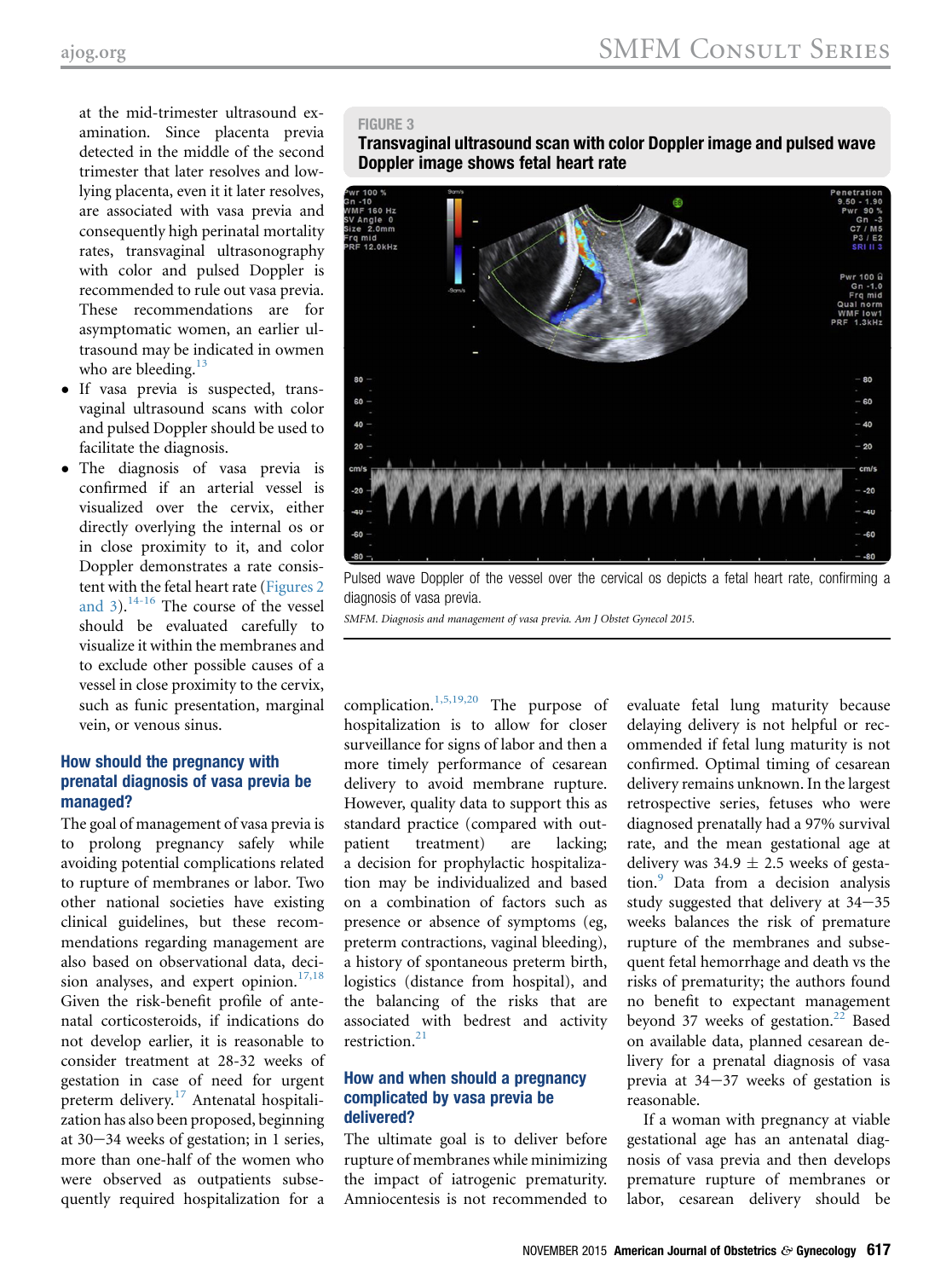at the mid-trimester ultrasound examination. Since placenta previa detected in the middle of the second trimester that later resolves and low-lying placenta, even it it later resolves, are associated with vasa previa and consequently high perinatal mortality rates, transvaginal ultrasonography with color and pulsed Doppler is recommended to rule out vasa previa. These recommendations are for asymptomatic women, an earlier ultrasound may be indicated in owmen who are bleeding.[13]

- If vasa previa is suspected, transvaginal ultrasound scans with color and pulsed Doppler should be used to facilitate the diagnosis.
- The diagnosis of vasa previa is confirmed if an arterial vessel is visualized over the cervix, either directly overlying the internal os or in close proximity to it, and color Doppler demonstrates a rate consistent with the fetal heart rate (Figures 2 and 3).[14-16] The course of the vessel should be evaluated carefully to visualize it within the membranes and to exclude other possible causes of a vessel in close proximity to the cervix, such as funic presentation, marginal vein, or venous sinus.

**FIGURE 3**

**Transvaginal ultrasound scan with color Doppler image and pulsed wave Doppler image shows fetal heart rate**

Pulsed wave Doppler of the vessel over the cervical os depicts a fetal heart rate, confirming a diagnosis of vasa previa.

*SMFM. Diagnosis and management of vasa previa. Am J Obstet Gynecol 2015.*

## How should the pregnancy with prenatal diagnosis of vasa previa be managed?

The goal of management of vasa previa is to prolong pregnancy safely while avoiding potential complications related to rupture of membranes or labor. Two other national societies have existing clinical guidelines, but these recommendations regarding management are also based on observational data, decision analyses, and expert opinion.[17,18] Given the risk-benefit profile of antenatal corticosteroids, if indications do not develop earlier, it is reasonable to consider treatment at 28-32 weeks of gestation in case of need for urgent preterm delivery.[17] Antenatal hospitalization has also been proposed, beginning at 30−34 weeks of gestation; in 1 series, more than one-half of the women who were observed as outpatients subsequently required hospitalization for a complication.[1,5,19,20] The purpose of hospitalization is to allow for closer surveillance for signs of labor and then a more timely performance of cesarean delivery to avoid membrane rupture. However, quality data to support this as standard practice (compared with outpatient treatment) are lacking; a decision for prophylactic hospitalization may be individualized and based on a combination of factors such as presence or absence of symptoms (eg, preterm contractions, vaginal bleeding), a history of spontaneous preterm birth, logistics (distance from hospital), and the balancing of the risks that are associated with bedrest and activity restriction.[21]

## How and when should a pregnancy complicated by vasa previa be delivered?

The ultimate goal is to deliver before rupture of membranes while minimizing the impact of iatrogenic prematurity. Amniocentesis is not recommended to evaluate fetal lung maturity because delaying delivery is not helpful or recommended if fetal lung maturity is not confirmed. Optimal timing of cesarean delivery remains unknown. In the largest retrospective series, fetuses who were diagnosed prenatally had a 97% survival rate, and the mean gestational age at delivery was 34.9 ± 2.5 weeks of gestation.[9] Data from a decision analysis study suggested that delivery at 34−35 weeks balances the risk of premature rupture of the membranes and subsequent fetal hemorrhage and death vs the risks of prematurity; the authors found no benefit to expectant management beyond 37 weeks of gestation.[22] Based on available data, planned cesarean delivery for a prenatal diagnosis of vasa previa at 34−37 weeks of gestation is reasonable.

If a woman with pregnancy at viable gestational age has an antenatal diagnosis of vasa previa and then develops premature rupture of membranes or labor, cesarean delivery should be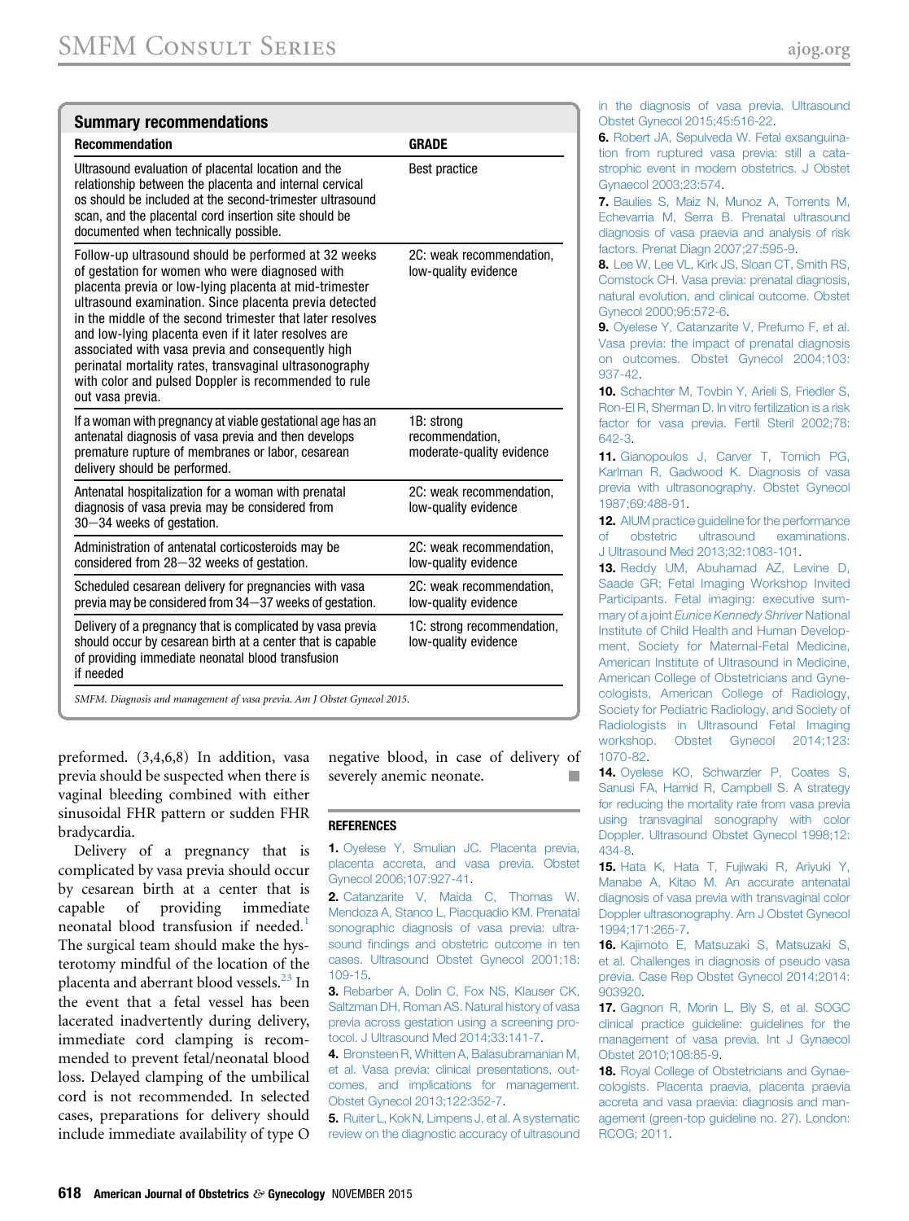## Summary recommendations

| Recommendation | GRADE |
|---|---|
| Ultrasound evaluation of placental location and the relationship between the placenta and internal cervical os should be included at the second-trimester ultrasound scan, and the placental cord insertion site should be documented when technically possible. | Best practice |
| Follow-up ultrasound should be performed at 32 weeks of gestation for women who were diagnosed with placenta previa or low-lying placenta at mid-trimester ultrasound examination. Since placenta previa detected in the middle of the second trimester that later resolves and low-lying placenta even if it later resolves are associated with vasa previa and consequently high perinatal mortality rates, transvaginal ultrasonography with color and pulsed Doppler is recommended to rule out vasa previa. | 2C: weak recommendation, low-quality evidence |
| If a woman with pregnancy at viable gestational age has an antenatal diagnosis of vasa previa and then develops premature rupture of membranes or labor, cesarean delivery should be performed. | 1B: strong recommendation, moderate-quality evidence |
| Antenatal hospitalization for a woman with prenatal diagnosis of vasa previa may be considered from 30–34 weeks of gestation. | 2C: weak recommendation, low-quality evidence |
| Administration of antenatal corticosteroids may be considered from 28–32 weeks of gestation. | 2C: weak recommendation, low-quality evidence |
| Scheduled cesarean delivery for pregnancies with vasa previa may be considered from 34–37 weeks of gestation. | 2C: weak recommendation, low-quality evidence |
| Delivery of a pregnancy that is complicated by vasa previa should occur by cesarean birth at a center that is capable of providing immediate neonatal blood transfusion if needed | 1C: strong recommendation, low-quality evidence |

*SMFM. Diagnosis and management of vasa previa. Am J Obstet Gynecol 2015.*

preformed. (3,4,6,8) In addition, vasa previa should be suspected when there is vaginal bleeding combined with either sinusoidal FHR pattern or sudden FHR bradycardia.

Delivery of a pregnancy that is complicated by vasa previa should occur by cesarean birth at a center that is capable of providing immediate neonatal blood transfusion if needed.[1] The surgical team should make the hysterotomy mindful of the location of the placenta and aberrant blood vessels.[23] In the event that a fetal vessel has been lacerated inadvertently during delivery, immediate cord clamping is recommended to prevent fetal/neonatal blood loss. Delayed clamping of the umbilical cord is not recommended. In selected cases, preparations for delivery should include immediate availability of type O negative blood, in case of delivery of severely anemic neonate. ■

## REFERENCES

1. Oyelese Y, Smulian JC. Placenta previa, placenta accreta, and vasa previa. Obstet Gynecol 2006;107:927-41.
2. Catanzarite V, Maida C, Thomas W, Mendoza A, Stanco L, Piacquadio KM. Prenatal sonographic diagnosis of vasa previa: ultrasound findings and obstetric outcome in ten cases. Ultrasound Obstet Gynecol 2001;18:109-15.
3. Rebarber A, Dolin C, Fox NS, Klauser CK, Saltzman DH, Roman AS. Natural history of vasa previa across gestation using a screening protocol. J Ultrasound Med 2014;33:141-7.
4. Bronsteen R, Whitten A, Balasubramanian M, et al. Vasa previa: clinical presentations, outcomes, and implications for management. Obstet Gynecol 2013;122:352-7.
5. Ruiter L, Kok N, Limpens J, et al. A systematic review on the diagnostic accuracy of ultrasound in the diagnosis of vasa previa. Ultrasound Obstet Gynecol 2015;45:516-22.
6. Robert JA, Sepulveda W. Fetal exsanguination from ruptured vasa previa: still a catastrophic event in modern obstetrics. J Obstet Gynaecol 2003;23:574.
7. Baulies S, Maiz N, Munoz A, Torrents M, Echevarria M, Serra B. Prenatal ultrasound diagnosis of vasa praevia and analysis of risk factors. Prenat Diagn 2007;27:595-9.
8. Lee W, Lee VL, Kirk JS, Sloan CT, Smith RS, Comstock CH. Vasa previa: prenatal diagnosis, natural evolution, and clinical outcome. Obstet Gynecol 2000;95:572-6.
9. Oyelese Y, Catanzarite V, Prefumo F, et al. Vasa previa: the impact of prenatal diagnosis on outcomes. Obstet Gynecol 2004;103:937-42.
10. Schachter M, Tovbin Y, Arieli S, Friedler S, Ron-El R, Sherman D. In vitro fertilization is a risk factor for vasa previa. Fertil Steril 2002;78:642-3.
11. Gianopoulos J, Carver T, Tomich PG, Karlman R, Gadwood K. Diagnosis of vasa previa with ultrasonography. Obstet Gynecol 1987;69:488-91.
12. AIUM practice guideline for the performance of obstetric ultrasound examinations. J Ultrasound Med 2013;32:1083-101.
13. Reddy UM, Abuhamad AZ, Levine D, Saade GR; Fetal Imaging Workshop Invited Participants. Fetal imaging: executive summary of a joint *Eunice Kennedy Shriver* National Institute of Child Health and Human Development, Society for Maternal-Fetal Medicine, American Institute of Ultrasound in Medicine, American College of Obstetricians and Gynecologists, American College of Radiology, Society for Pediatric Radiology, and Society of Radiologists in Ultrasound Fetal Imaging workshop. Obstet Gynecol 2014;123:1070-82.
14. Oyelese KO, Schwarzler P, Coates S, Sanusi FA, Hamid R, Campbell S. A strategy for reducing the mortality rate from vasa previa using transvaginal sonography with color Doppler. Ultrasound Obstet Gynecol 1998;12:434-8.
15. Hata K, Hata T, Fujiwaki R, Ariyuki Y, Manabe A, Kitao M. An accurate antenatal diagnosis of vasa previa with transvaginal color Doppler ultrasonography. Am J Obstet Gynecol 1994;171:265-7.
16. Kajimoto E, Matsuzaki S, Matsuzaki S, et al. Challenges in diagnosis of pseudo vasa previa. Case Rep Obstet Gynecol 2014;2014:903920.
17. Gagnon R, Morin L, Bly S, et al. SOGC clinical practice guideline: guidelines for the management of vasa previa. Int J Gynaecol Obstet 2010;108:85-9.
18. Royal College of Obstetricians and Gynaecologists. Placenta praevia, placenta praevia accreta and vasa praevia: diagnosis and management (green-top guideline no. 27). London: RCOG; 2011.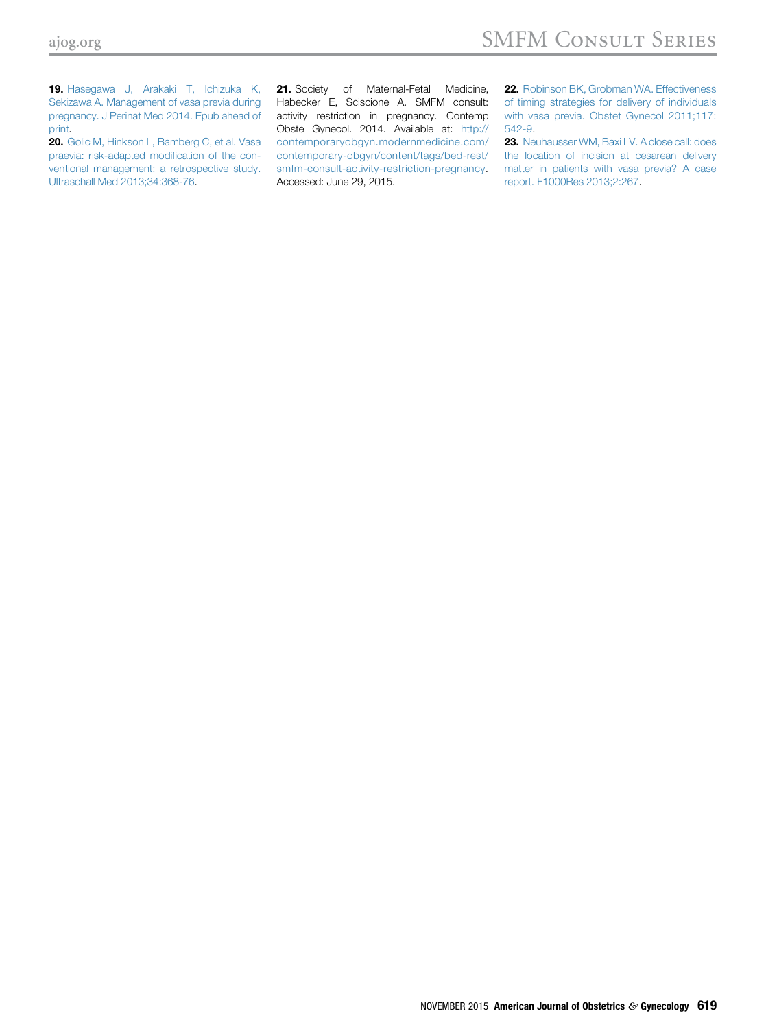19. Hasegawa J, Arakaki T, Ichizuka K, Sekizawa A. Management of vasa previa during pregnancy. J Perinat Med 2014. Epub ahead of print.

20. Golic M, Hinkson L, Bamberg C, et al. Vasa praevia: risk-adapted modification of the conventional management: a retrospective study. Ultraschall Med 2013;34:368-76.

21. Society of Maternal-Fetal Medicine, Habecker E, Sciscione A. SMFM consult: activity restriction in pregnancy. Contemp Obste Gynecol. 2014. Available at: http://contemporaryobgyn.modernmedicine.com/contemporary-obgyn/content/tags/bed-rest/smfm-consult-activity-restriction-pregnancy. Accessed: June 29, 2015.

22. Robinson BK, Grobman WA. Effectiveness of timing strategies for delivery of individuals with vasa previa. Obstet Gynecol 2011;117:542-9.

23. Neuhausser WM, Baxi LV. A close call: does the location of incision at cesarean delivery matter in patients with vasa previa? A case report. F1000Res 2013;2:267.